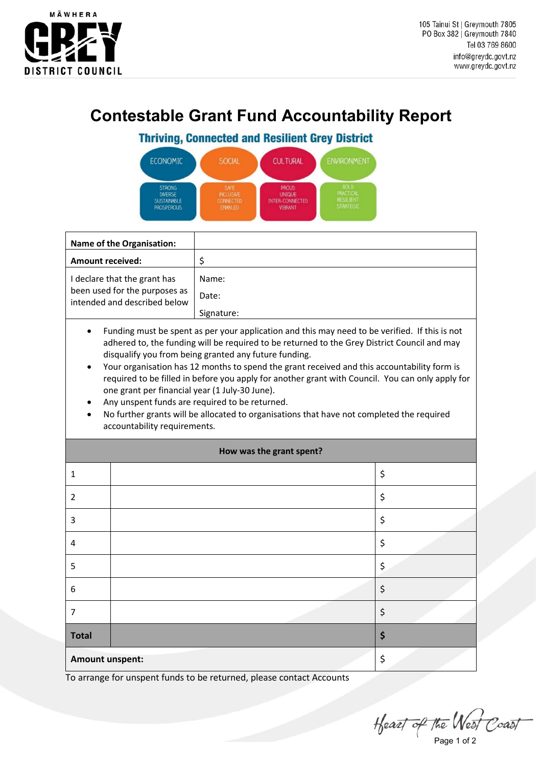MĀWHERA GREY DISTRICT COUNCIL

105 Tainui St | Greymouth 7805
PO Box 382 | Greymouth 7840
Tel 03 769 8600
info@greydc.govt.nz
www.greydc.govt.nz

# Contestable Grant Fund Accountability Report

## Thriving, Connected and Resilient Grey District

| ECONOMIC | SOCIAL | CULTURAL | ENVIRONMENT |
|---|---|---|---|
| STRONG DIVERSE SUSTAINABLE PROSPEROUS | SAFE INCLUSIVE CONNECTED ENABLED | PROUD UNIQUE INTER-CONNECTED VIBRANT | BOLD PRACTICAL RESILIENT STRATEGIC |

| **Name of the Organisation:** | |
|---|---|
| **Amount received:** | $ |
| I declare that the grant has been used for the purposes as intended and described below | Name:<br>Date:<br>Signature: |

- Funding must be spent as per your application and this may need to be verified. If this is not adhered to, the funding will be required to be returned to the Grey District Council and may disqualify you from being granted any future funding.
- Your organisation has 12 months to spend the grant received and this accountability form is required to be filled in before you apply for another grant with Council. You can only apply for one grant per financial year (1 July-30 June).
- Any unspent funds are required to be returned.
- No further grants will be allocated to organisations that have not completed the required accountability requirements.

| **How was the grant spent?** | | |
|---|---|---|
| 1 | | $ |
| 2 | | $ |
| 3 | | $ |
| 4 | | $ |
| 5 | | $ |
| 6 | | $ |
| 7 | | $ |
| **Total** | | **$** |
| **Amount unspent:** | | $ |

To arrange for unspent funds to be returned, please contact Accounts

Heart of the West Coast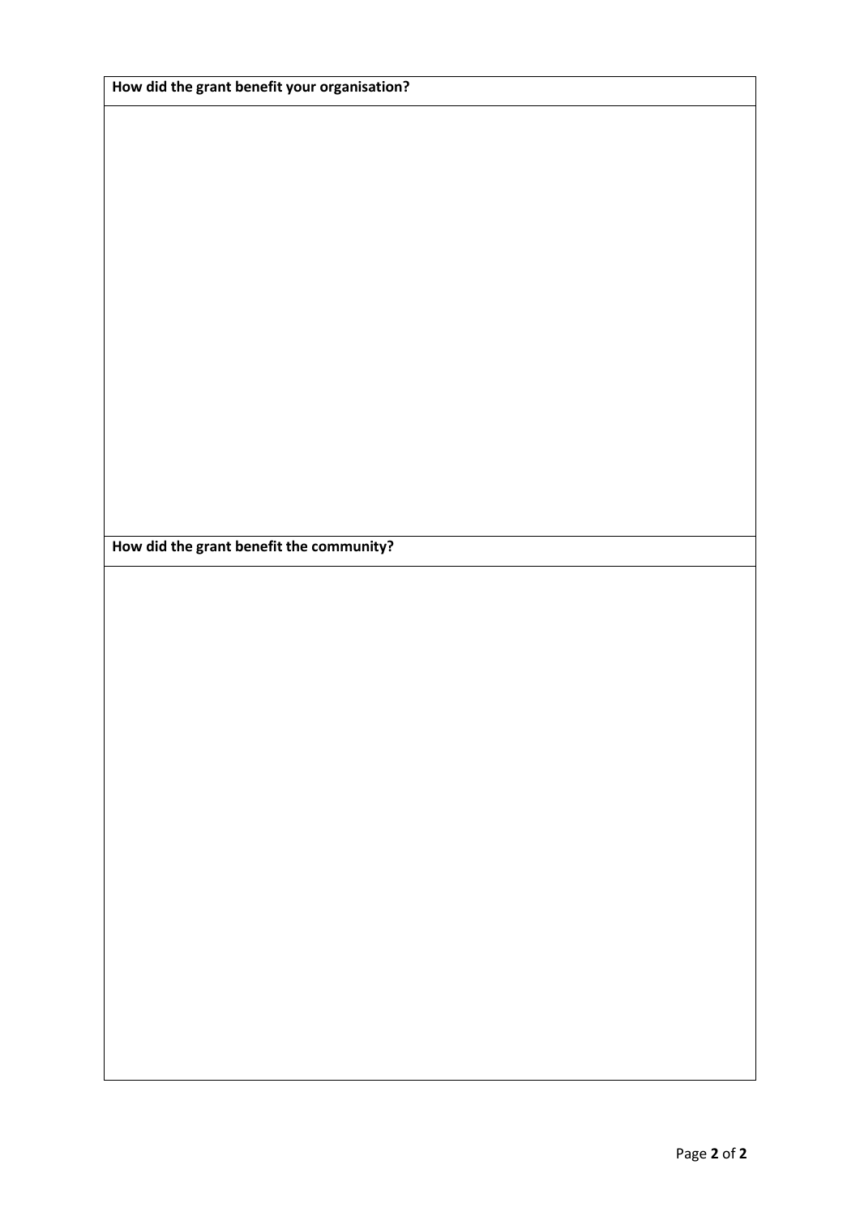**How did the grant benefit your organisation?**

**How did the grant benefit the community?**